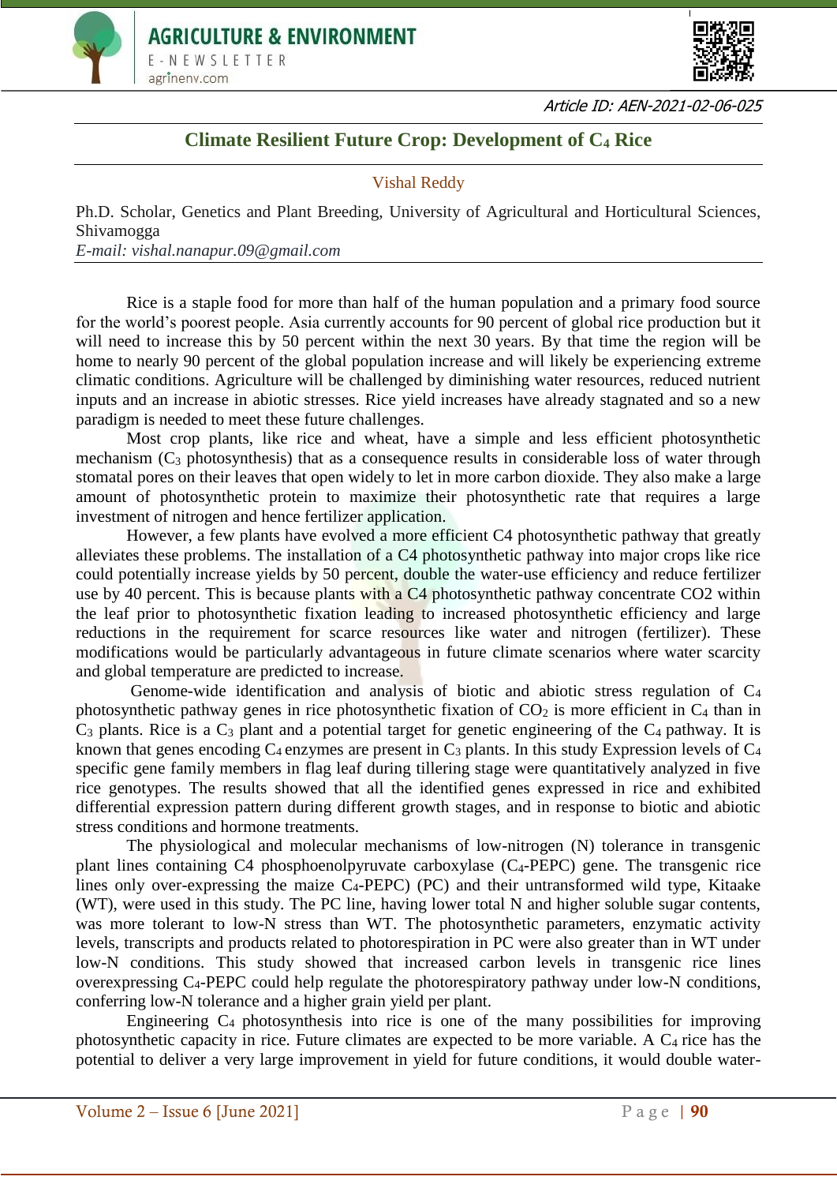Article ID: AEN-2021-02-06-025

# Climate Resilient Future Crop: Development of $C_4$ Rice

Vishal Reddy

Ph.D. Scholar, Genetics and Plant Breeding, University of Agricultural and Horticultural Sciences, Shivamogga

*E-mail: vishal.nanapur.09@gmail.com*

Rice is a staple food for more than half of the human population and a primary food source for the world's poorest people. Asia currently accounts for 90 percent of global rice production but it will need to increase this by 50 percent within the next 30 years. By that time the region will be home to nearly 90 percent of the global population increase and will likely be experiencing extreme climatic conditions. Agriculture will be challenged by diminishing water resources, reduced nutrient inputs and an increase in abiotic stresses. Rice yield increases have already stagnated and so a new paradigm is needed to meet these future challenges.

Most crop plants, like rice and wheat, have a simple and less efficient photosynthetic mechanism ($C_3$ photosynthesis) that as a consequence results in considerable loss of water through stomatal pores on their leaves that open widely to let in more carbon dioxide. They also make a large amount of photosynthetic protein to maximize their photosynthetic rate that requires a large investment of nitrogen and hence fertilizer application.

However, a few plants have evolved a more efficient C4 photosynthetic pathway that greatly alleviates these problems. The installation of a C4 photosynthetic pathway into major crops like rice could potentially increase yields by 50 percent, double the water-use efficiency and reduce fertilizer use by 40 percent. This is because plants with a C4 photosynthetic pathway concentrate CO2 within the leaf prior to photosynthetic fixation leading to increased photosynthetic efficiency and large reductions in the requirement for scarce resources like water and nitrogen (fertilizer). These modifications would be particularly advantageous in future climate scenarios where water scarcity and global temperature are predicted to increase.

Genome-wide identification and analysis of biotic and abiotic stress regulation of $C_4$ photosynthetic pathway genes in rice photosynthetic fixation of $CO_2$ is more efficient in $C_4$ than in $C_3$ plants. Rice is a $C_3$ plant and a potential target for genetic engineering of the $C_4$ pathway. It is known that genes encoding $C_4$ enzymes are present in $C_3$ plants. In this study Expression levels of $C_4$ specific gene family members in flag leaf during tillering stage were quantitatively analyzed in five rice genotypes. The results showed that all the identified genes expressed in rice and exhibited differential expression pattern during different growth stages, and in response to biotic and abiotic stress conditions and hormone treatments.

The physiological and molecular mechanisms of low-nitrogen (N) tolerance in transgenic plant lines containing C4 phosphoenolpyruvate carboxylase ($C_4$-PEPC) gene. The transgenic rice lines only over-expressing the maize $C_4$-PEPC) (PC) and their untransformed wild type, Kitaake (WT), were used in this study. The PC line, having lower total N and higher soluble sugar contents, was more tolerant to low-N stress than WT. The photosynthetic parameters, enzymatic activity levels, transcripts and products related to photorespiration in PC were also greater than in WT under low-N conditions. This study showed that increased carbon levels in transgenic rice lines overexpressing $C_4$-PEPC could help regulate the photorespiratory pathway under low-N conditions, conferring low-N tolerance and a higher grain yield per plant.

Engineering $C_4$ photosynthesis into rice is one of the many possibilities for improving photosynthetic capacity in rice. Future climates are expected to be more variable. A $C_4$ rice has the potential to deliver a very large improvement in yield for future conditions, it would double water-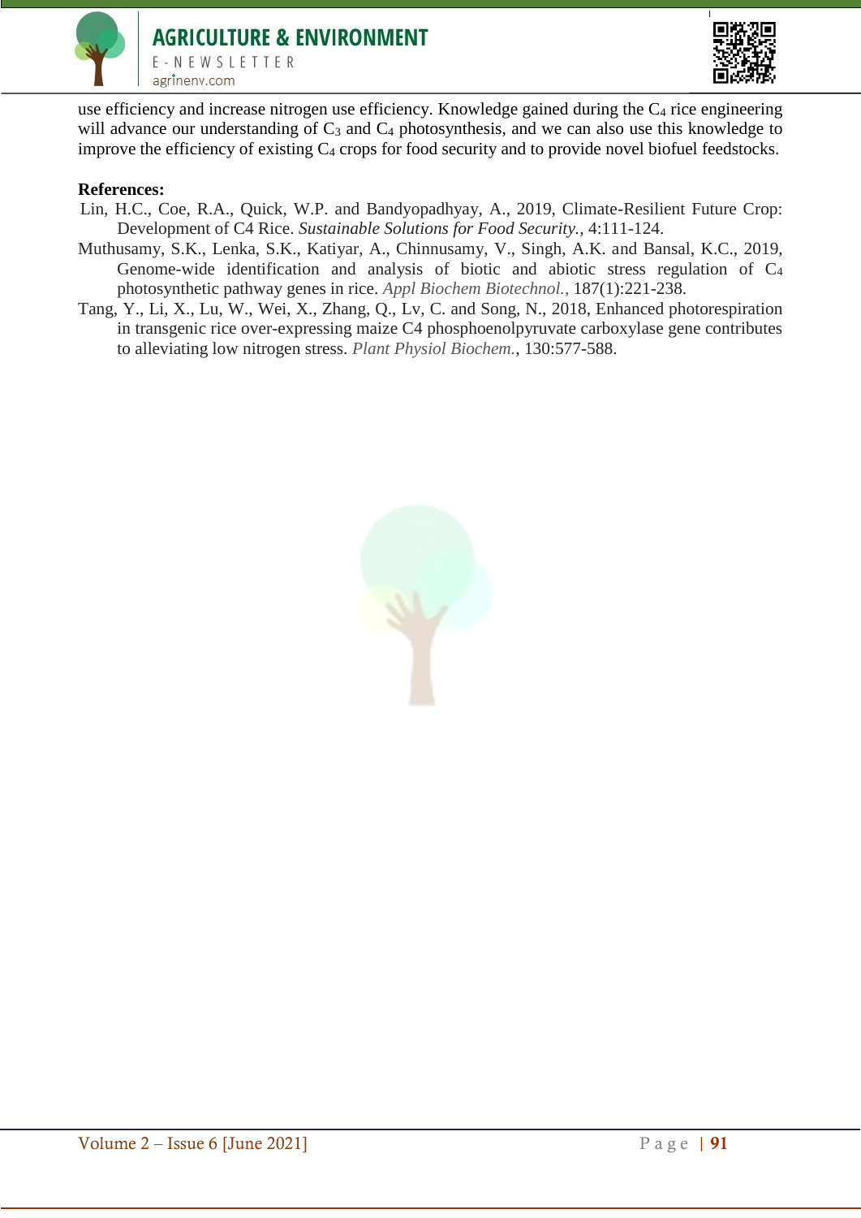use efficiency and increase nitrogen use efficiency. Knowledge gained during the $C_4$ rice engineering will advance our understanding of $C_3$ and $C_4$ photosynthesis, and we can also use this knowledge to improve the efficiency of existing $C_4$ crops for food security and to provide novel biofuel feedstocks.

**References:**

Lin, H.C., Coe, R.A., Quick, W.P. and Bandyopadhyay, A., 2019, Climate-Resilient Future Crop: Development of C4 Rice. *Sustainable Solutions for Food Security.*, 4:111-124.

Muthusamy, S.K., Lenka, S.K., Katiyar, A., Chinnusamy, V., Singh, A.K. and Bansal, K.C., 2019, Genome-wide identification and analysis of biotic and abiotic stress regulation of $C_4$ photosynthetic pathway genes in rice. *Appl Biochem Biotechnol.*, 187(1):221-238.

Tang, Y., Li, X., Lu, W., Wei, X., Zhang, Q., Lv, C. and Song, N., 2018, Enhanced photorespiration in transgenic rice over-expressing maize C4 phosphoenolpyruvate carboxylase gene contributes to alleviating low nitrogen stress. *Plant Physiol Biochem.*, 130:577-588.